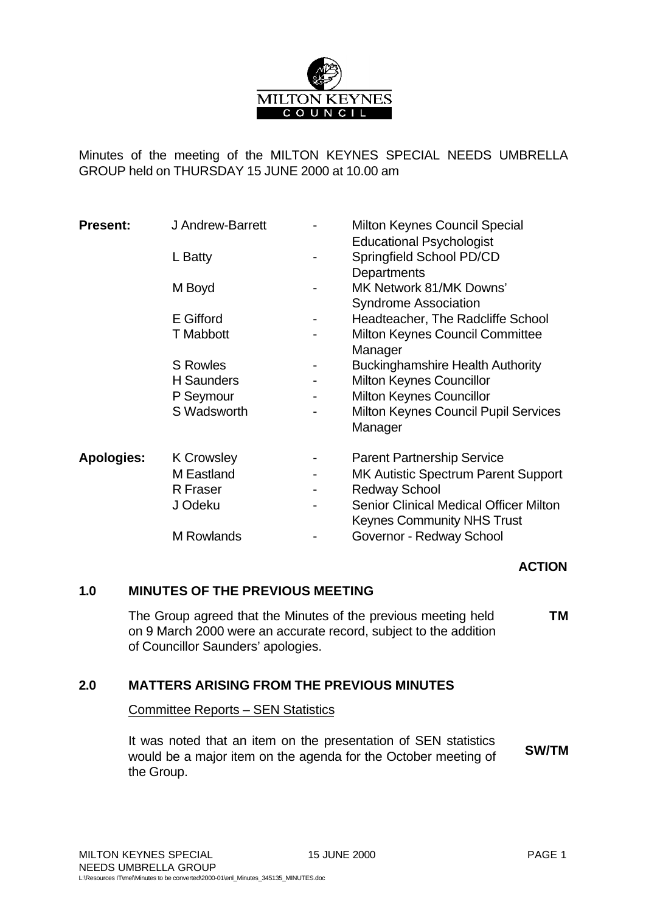Minutes of the meeting of the MILTON KEYNES SPECIAL NEEDS UMBRELLA GROUP held on THURSDAY 15 JUNE 2000 at 10.00 am

| | | | |
|---|---|---|---|
| **Present:** | J Andrew-Barrett | - | Milton Keynes Council Special Educational Psychologist |
| | L Batty | - | Springfield School PD/CD Departments |
| | M Boyd | - | MK Network 81/MK Downs' Syndrome Association |
| | E Gifford | - | Headteacher, The Radcliffe School |
| | T Mabbott | - | Milton Keynes Council Committee Manager |
| | S Rowles | - | Buckinghamshire Health Authority |
| | H Saunders | - | Milton Keynes Councillor |
| | P Seymour | - | Milton Keynes Councillor |
| | S Wadsworth | - | Milton Keynes Council Pupil Services Manager |
| **Apologies:** | K Crowsley | - | Parent Partnership Service |
| | M Eastland | - | MK Autistic Spectrum Parent Support |
| | R Fraser | - | Redway School |
| | J Odeku | - | Senior Clinical Medical Officer Milton Keynes Community NHS Trust |
| | M Rowlands | - | Governor - Redway School |

**ACTION**

## 1.0 MINUTES OF THE PREVIOUS MEETING

The Group agreed that the Minutes of the previous meeting held on 9 March 2000 were an accurate record, subject to the addition of Councillor Saunders' apologies. **TM**

## 2.0 MATTERS ARISING FROM THE PREVIOUS MINUTES

Committee Reports – SEN Statistics

It was noted that an item on the presentation of SEN statistics would be a major item on the agenda for the October meeting of the Group. **SW/TM**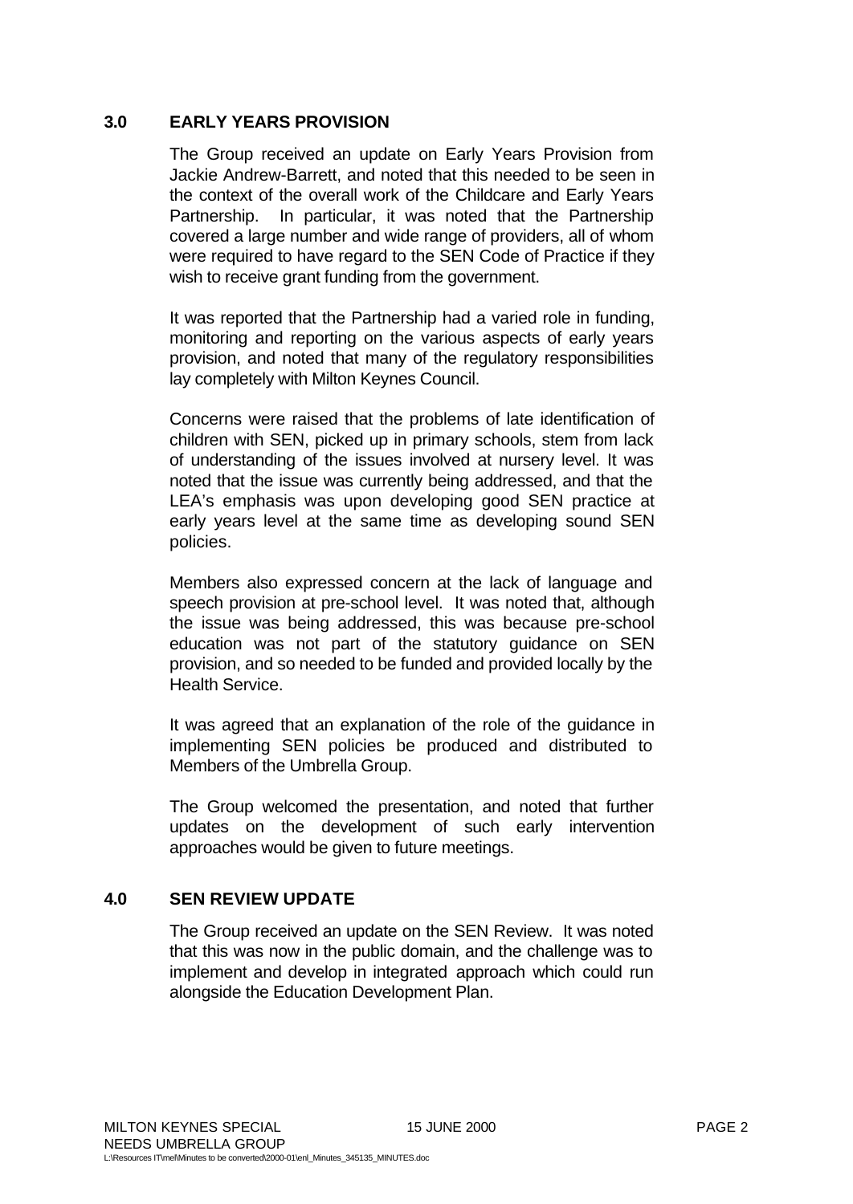## 3.0 EARLY YEARS PROVISION

The Group received an update on Early Years Provision from Jackie Andrew-Barrett, and noted that this needed to be seen in the context of the overall work of the Childcare and Early Years Partnership. In particular, it was noted that the Partnership covered a large number and wide range of providers, all of whom were required to have regard to the SEN Code of Practice if they wish to receive grant funding from the government.

It was reported that the Partnership had a varied role in funding, monitoring and reporting on the various aspects of early years provision, and noted that many of the regulatory responsibilities lay completely with Milton Keynes Council.

Concerns were raised that the problems of late identification of children with SEN, picked up in primary schools, stem from lack of understanding of the issues involved at nursery level. It was noted that the issue was currently being addressed, and that the LEA's emphasis was upon developing good SEN practice at early years level at the same time as developing sound SEN policies.

Members also expressed concern at the lack of language and speech provision at pre-school level. It was noted that, although the issue was being addressed, this was because pre-school education was not part of the statutory guidance on SEN provision, and so needed to be funded and provided locally by the Health Service.

It was agreed that an explanation of the role of the guidance in implementing SEN policies be produced and distributed to Members of the Umbrella Group.

The Group welcomed the presentation, and noted that further updates on the development of such early intervention approaches would be given to future meetings.

## 4.0 SEN REVIEW UPDATE

The Group received an update on the SEN Review. It was noted that this was now in the public domain, and the challenge was to implement and develop in integrated approach which could run alongside the Education Development Plan.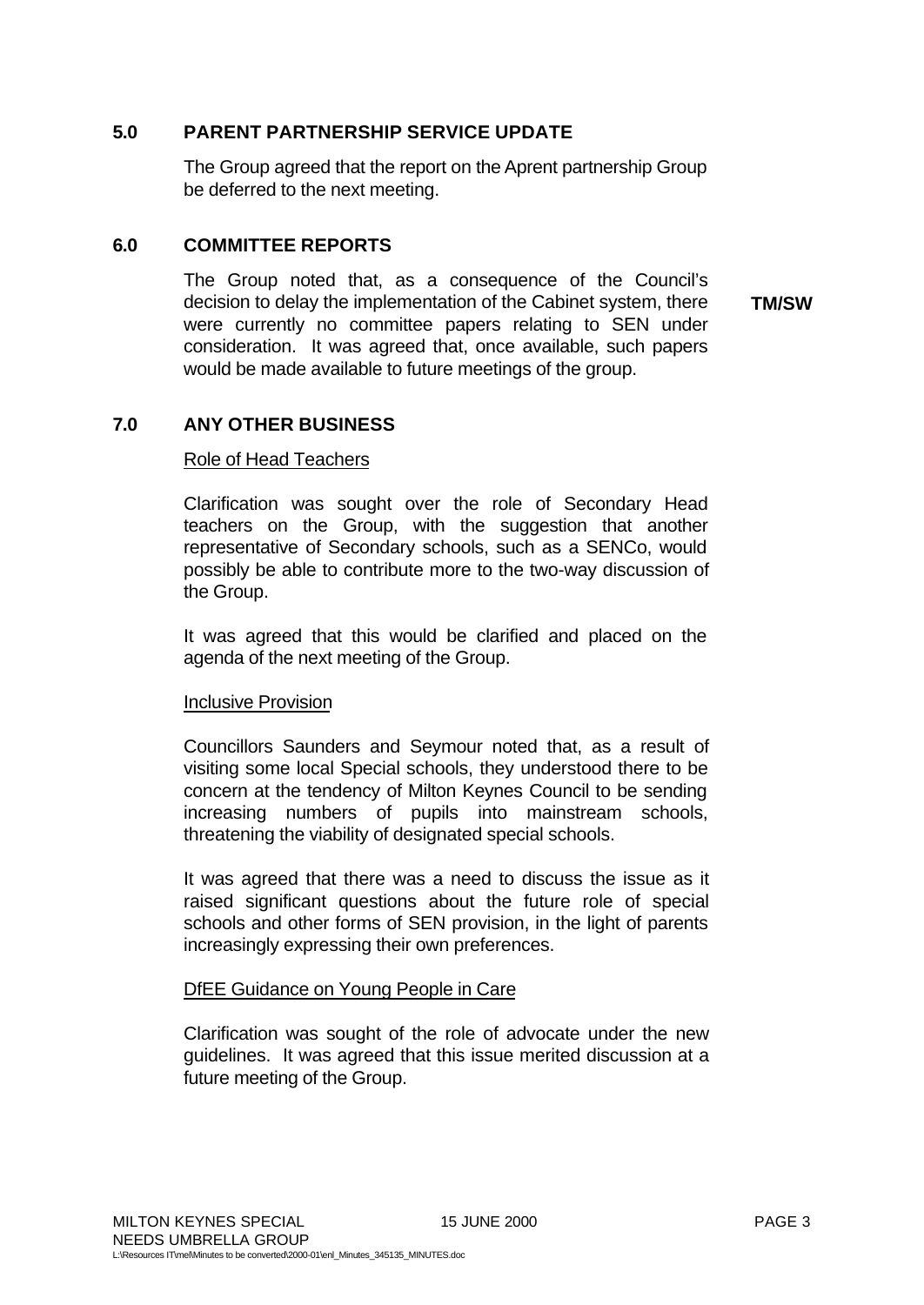## 5.0 PARENT PARTNERSHIP SERVICE UPDATE

The Group agreed that the report on the Aprent partnership Group be deferred to the next meeting.

## 6.0 COMMITTEE REPORTS

The Group noted that, as a consequence of the Council's decision to delay the implementation of the Cabinet system, there were currently no committee papers relating to SEN under consideration. It was agreed that, once available, such papers would be made available to future meetings of the group. **TM/SW**

## 7.0 ANY OTHER BUSINESS

Role of Head Teachers

Clarification was sought over the role of Secondary Head teachers on the Group, with the suggestion that another representative of Secondary schools, such as a SENCo, would possibly be able to contribute more to the two-way discussion of the Group.

It was agreed that this would be clarified and placed on the agenda of the next meeting of the Group.

Inclusive Provision

Councillors Saunders and Seymour noted that, as a result of visiting some local Special schools, they understood there to be concern at the tendency of Milton Keynes Council to be sending increasing numbers of pupils into mainstream schools, threatening the viability of designated special schools.

It was agreed that there was a need to discuss the issue as it raised significant questions about the future role of special schools and other forms of SEN provision, in the light of parents increasingly expressing their own preferences.

DfEE Guidance on Young People in Care

Clarification was sought of the role of advocate under the new guidelines. It was agreed that this issue merited discussion at a future meeting of the Group.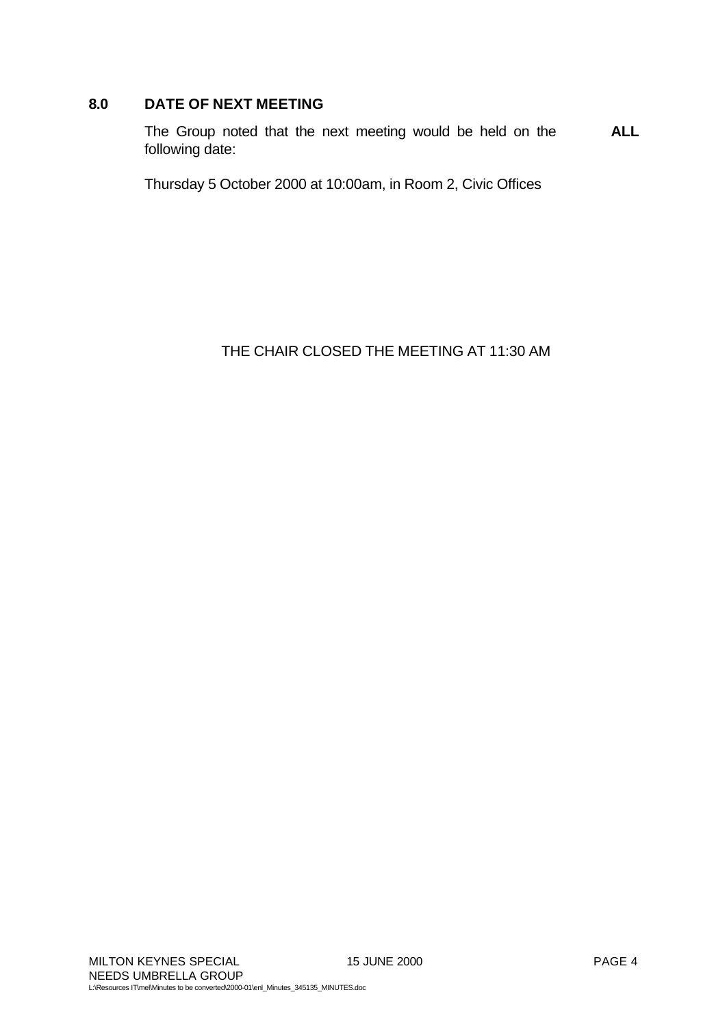## 8.0 DATE OF NEXT MEETING

The Group noted that the next meeting would be held on the following date: **ALL**

Thursday 5 October 2000 at 10:00am, in Room 2, Civic Offices

THE CHAIR CLOSED THE MEETING AT 11:30 AM